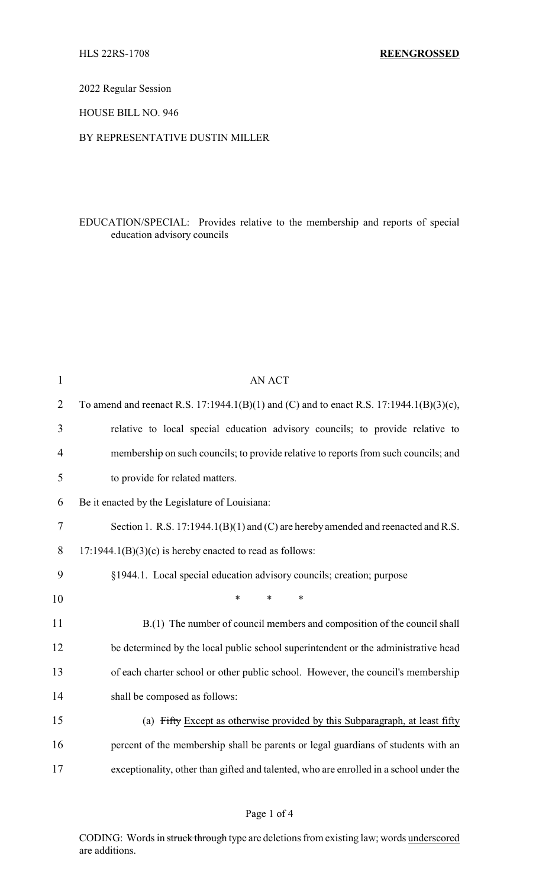HLS 22RS-1708 **REENGROSSED**

2022 Regular Session

HOUSE BILL NO. 946

BY REPRESENTATIVE DUSTIN MILLER

EDUCATION/SPECIAL: Provides relative to the membership and reports of special education advisory councils

AN ACT

To amend and reenact R.S. 17:1944.1(B)(1) and (C) and to enact R.S. 17:1944.1(B)(3)(c), relative to local special education advisory councils; to provide relative to membership on such councils; to provide relative to reports from such councils; and to provide for related matters.

Be it enacted by the Legislature of Louisiana:

Section 1. R.S. 17:1944.1(B)(1) and (C) are hereby amended and reenacted and R.S. 17:1944.1(B)(3)(c) is hereby enacted to read as follows:

§1944.1. Local special education advisory councils; creation; purpose

\* \* \*

B.(1) The number of council members and composition of the council shall be determined by the local public school superintendent or the administrative head of each charter school or other public school. However, the council's membership shall be composed as follows:

(a) ~~Fifty~~ <u>Except as otherwise provided by this Subparagraph, at least fifty</u> percent of the membership shall be parents or legal guardians of students with an exceptionality, other than gifted and talented, who are enrolled in a school under the

CODING: Words in ~~struck through~~ type are deletions from existing law; words <u>underscored</u> are additions.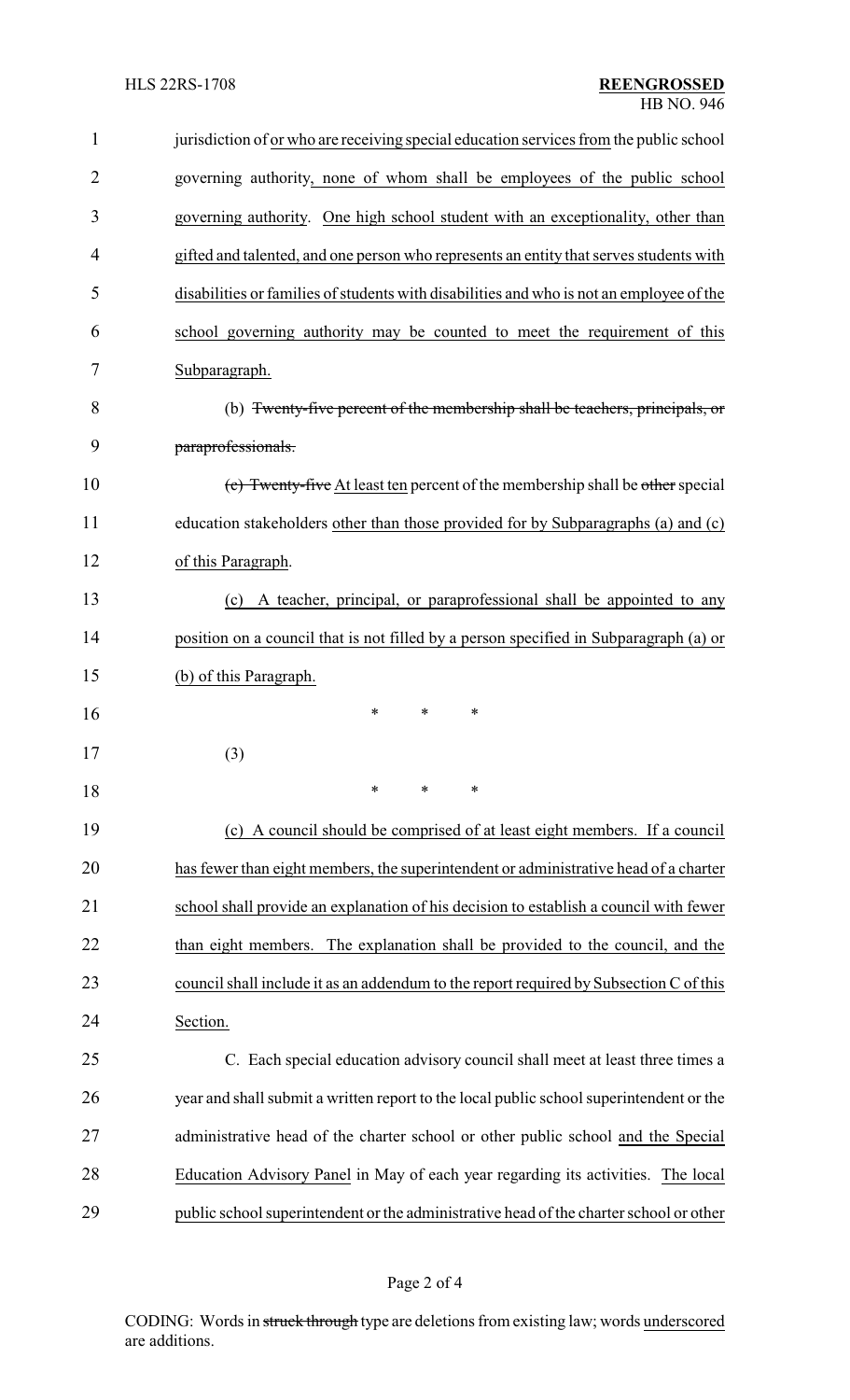jurisdiction of or who are receiving special education services from the public school governing authority, none of whom shall be employees of the public school governing authority. One high school student with an exceptionality, other than gifted and talented, and one person who represents an entity that serves students with disabilities or families of students with disabilities and who is not an employee of the school governing authority may be counted to meet the requirement of this Subparagraph.

(b) ~~Twenty-five percent of the membership shall be teachers, principals, or paraprofessionals.~~

~~(c) Twenty-five~~ At least ten percent of the membership shall be ~~other~~ special education stakeholders other than those provided for by Subparagraphs (a) and (c) of this Paragraph.

(c) A teacher, principal, or paraprofessional shall be appointed to any position on a council that is not filled by a person specified in Subparagraph (a) or (b) of this Paragraph.

\* \* \*

(3)

\* \* \*

(c) A council should be comprised of at least eight members. If a council has fewer than eight members, the superintendent or administrative head of a charter school shall provide an explanation of his decision to establish a council with fewer than eight members. The explanation shall be provided to the council, and the council shall include it as an addendum to the report required by Subsection C of this Section.

C. Each special education advisory council shall meet at least three times a year and shall submit a written report to the local public school superintendent or the administrative head of the charter school or other public school and the Special Education Advisory Panel in May of each year regarding its activities. The local public school superintendent or the administrative head of the charter school or other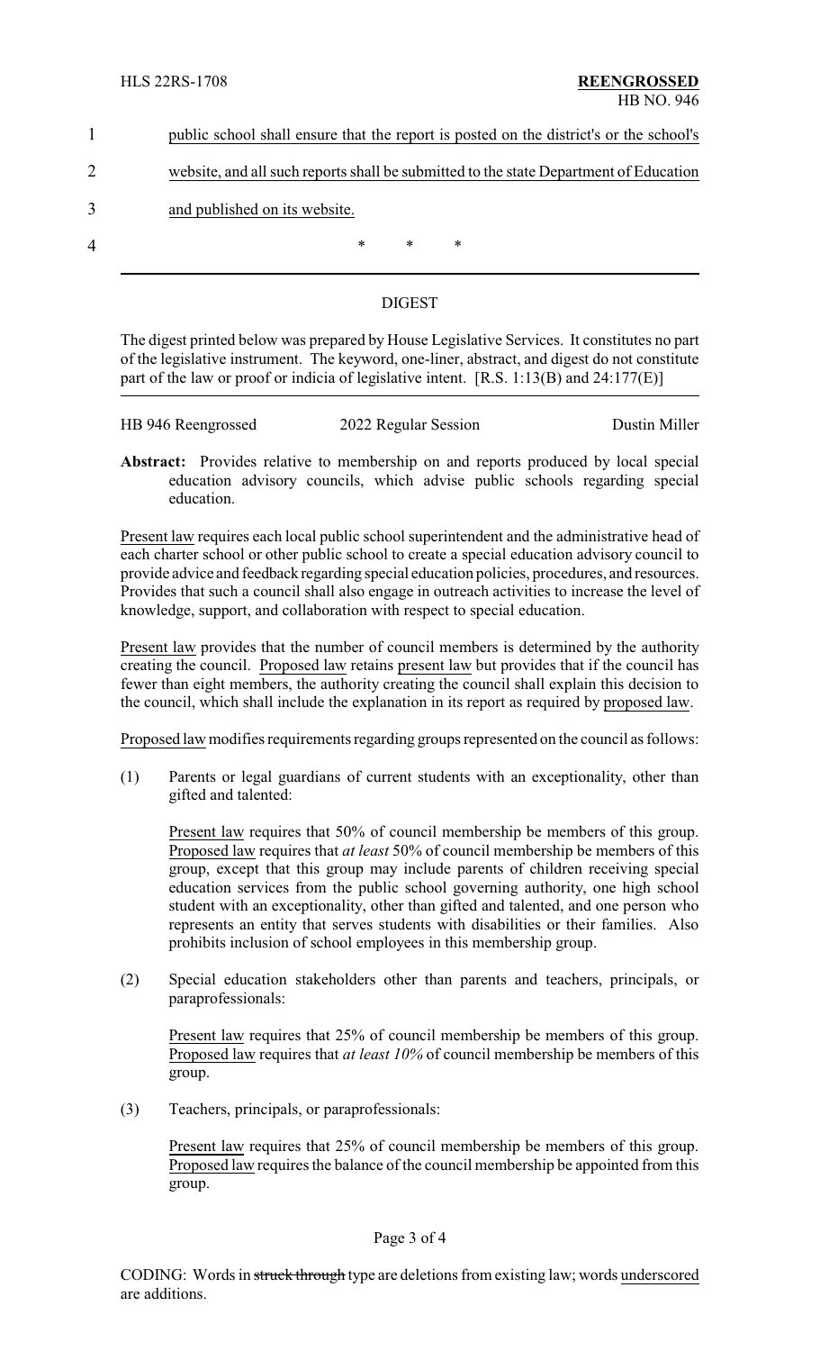public school shall ensure that the report is posted on the district's or the school's website, and all such reports shall be submitted to the state Department of Education and published on its website.

\* \* \*

## DIGEST

The digest printed below was prepared by House Legislative Services. It constitutes no part of the legislative instrument. The keyword, one-liner, abstract, and digest do not constitute part of the law or proof or indicia of legislative intent. [R.S. 1:13(B) and 24:177(E)]

HB 946 Reengrossed    2022 Regular Session    Dustin Miller

**Abstract:** Provides relative to membership on and reports produced by local special education advisory councils, which advise public schools regarding special education.

Present law requires each local public school superintendent and the administrative head of each charter school or other public school to create a special education advisory council to provide advice and feedback regarding special education policies, procedures, and resources. Provides that such a council shall also engage in outreach activities to increase the level of knowledge, support, and collaboration with respect to special education.

Present law provides that the number of council members is determined by the authority creating the council. Proposed law retains present law but provides that if the council has fewer than eight members, the authority creating the council shall explain this decision to the council, which shall include the explanation in its report as required by proposed law.

Proposed law modifies requirements regarding groups represented on the council as follows:

(1) Parents or legal guardians of current students with an exceptionality, other than gifted and talented:

Present law requires that 50% of council membership be members of this group. Proposed law requires that *at least* 50% of council membership be members of this group, except that this group may include parents of children receiving special education services from the public school governing authority, one high school student with an exceptionality, other than gifted and talented, and one person who represents an entity that serves students with disabilities or their families. Also prohibits inclusion of school employees in this membership group.

(2) Special education stakeholders other than parents and teachers, principals, or paraprofessionals:

Present law requires that 25% of council membership be members of this group. Proposed law requires that *at least 10%* of council membership be members of this group.

(3) Teachers, principals, or paraprofessionals:

Present law requires that 25% of council membership be members of this group. Proposed law requires the balance of the council membership be appointed from this group.

CODING: Words in ~~struck through~~ type are deletions from existing law; words underscored are additions.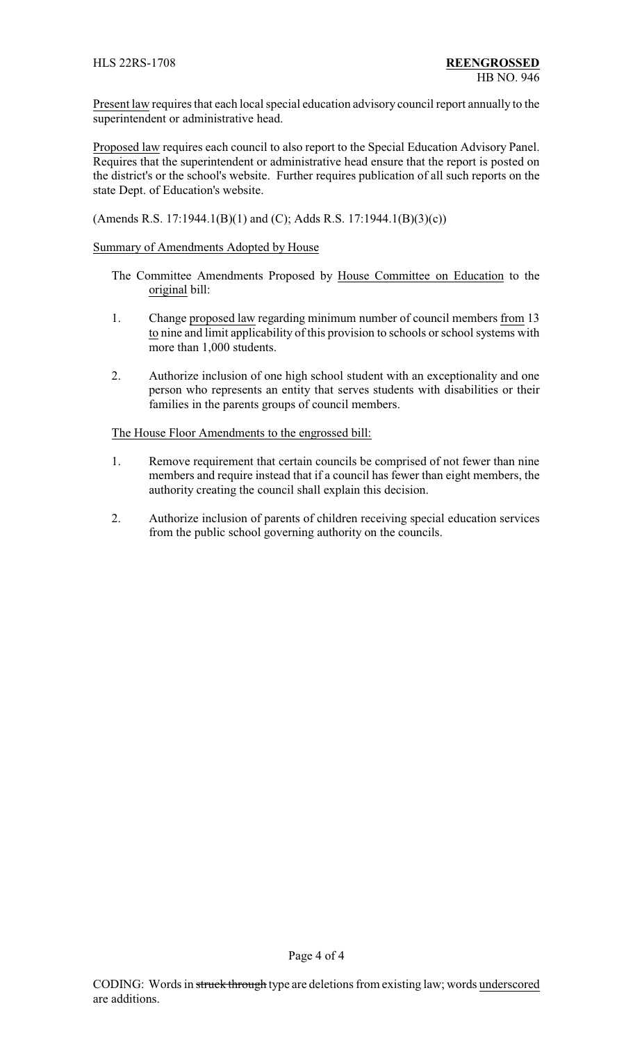Present law requires that each local special education advisory council report annually to the superintendent or administrative head.

Proposed law requires each council to also report to the Special Education Advisory Panel. Requires that the superintendent or administrative head ensure that the report is posted on the district's or the school's website. Further requires publication of all such reports on the state Dept. of Education's website.

(Amends R.S. 17:1944.1(B)(1) and (C); Adds R.S. 17:1944.1(B)(3)(c))

Summary of Amendments Adopted by House

The Committee Amendments Proposed by House Committee on Education to the original bill:

1. Change proposed law regarding minimum number of council members from 13 to nine and limit applicability of this provision to schools or school systems with more than 1,000 students.

2. Authorize inclusion of one high school student with an exceptionality and one person who represents an entity that serves students with disabilities or their families in the parents groups of council members.

The House Floor Amendments to the engrossed bill:

1. Remove requirement that certain councils be comprised of not fewer than nine members and require instead that if a council has fewer than eight members, the authority creating the council shall explain this decision.

2. Authorize inclusion of parents of children receiving special education services from the public school governing authority on the councils.

CODING: Words in ~~struck through~~ type are deletions from existing law; words underscored are additions.